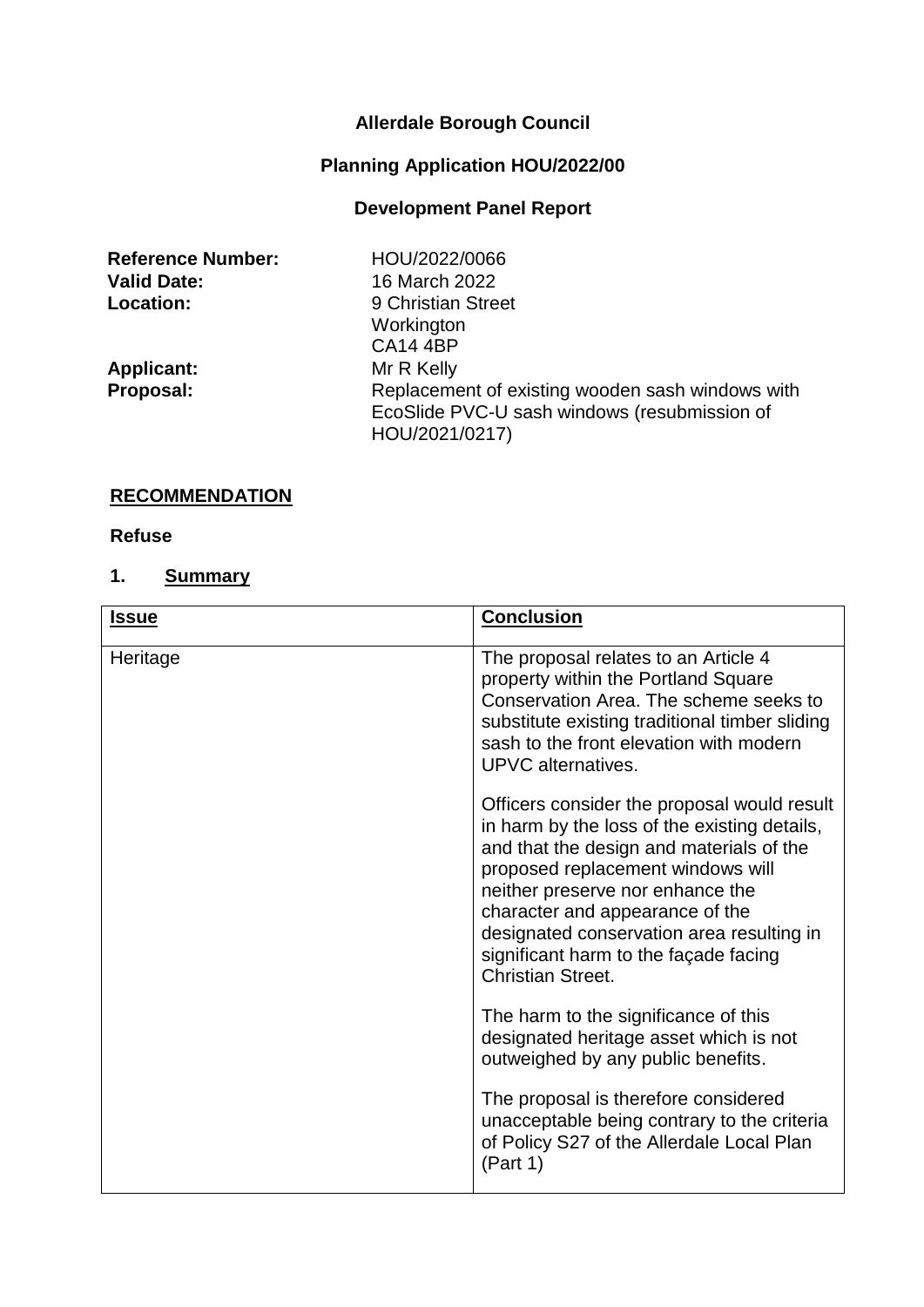**Allerdale Borough Council**

**Planning Application HOU/2022/00**

**Development Panel Report**

**Reference Number:** HOU/2022/0066
**Valid Date:** 16 March 2022
**Location:** 9 Christian Street
Workington
CA14 4BP
**Applicant:** Mr R Kelly
**Proposal:** Replacement of existing wooden sash windows with EcoSlide PVC-U sash windows (resubmission of HOU/2021/0217)

## RECOMMENDATION

**Refuse**

## 1. Summary

| Issue | Conclusion |
|---|---|
| Heritage | The proposal relates to an Article 4 property within the Portland Square Conservation Area. The scheme seeks to substitute existing traditional timber sliding sash to the front elevation with modern UPVC alternatives.<br><br>Officers consider the proposal would result in harm by the loss of the existing details, and that the design and materials of the proposed replacement windows will neither preserve nor enhance the character and appearance of the designated conservation area resulting in significant harm to the façade facing Christian Street.<br><br>The harm to the significance of this designated heritage asset which is not outweighed by any public benefits.<br><br>The proposal is therefore considered unacceptable being contrary to the criteria of Policy S27 of the Allerdale Local Plan (Part 1) |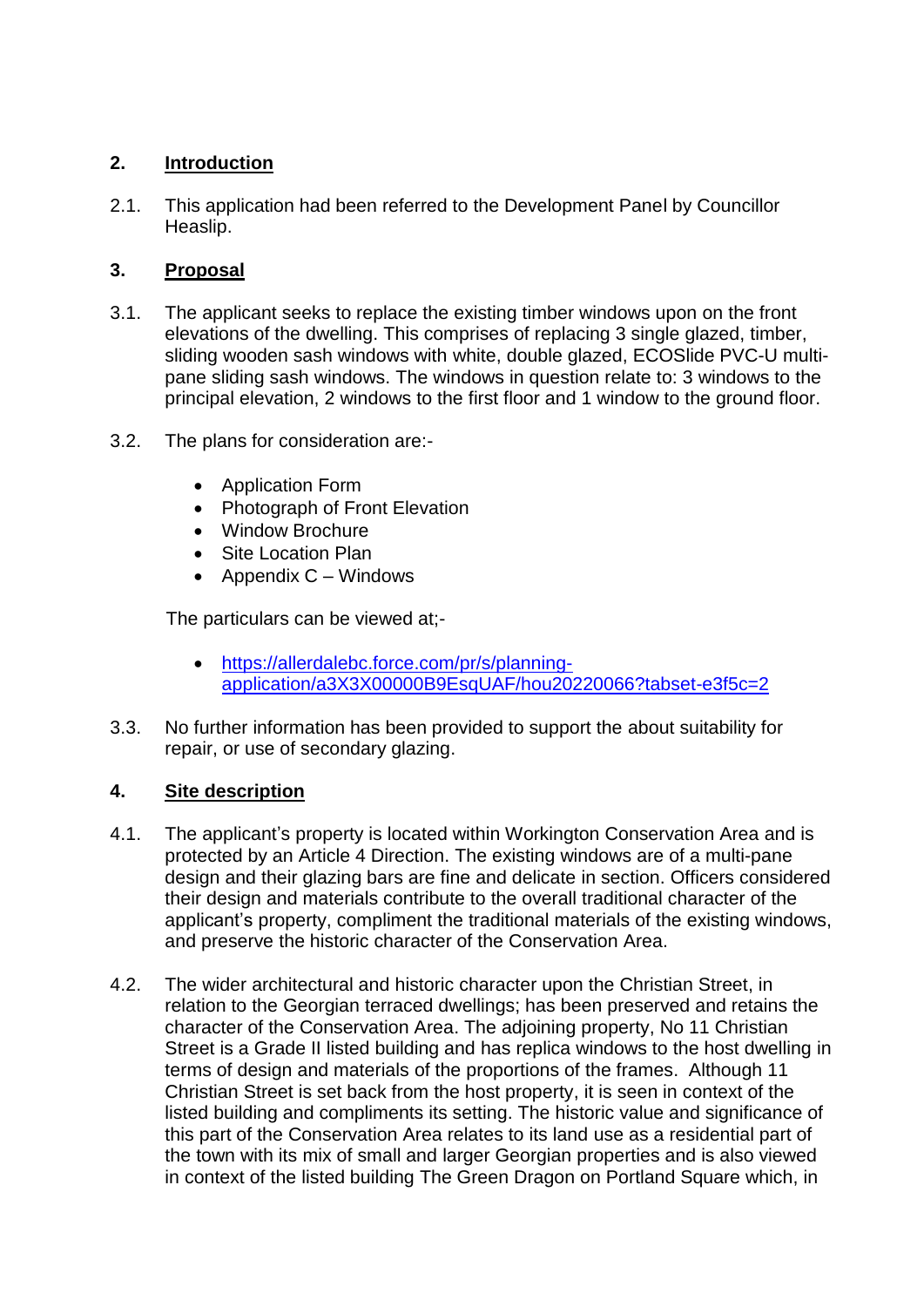## 2. Introduction

2.1. This application had been referred to the Development Panel by Councillor Heaslip.

## 3. Proposal

3.1. The applicant seeks to replace the existing timber windows upon on the front elevations of the dwelling. This comprises of replacing 3 single glazed, timber, sliding wooden sash windows with white, double glazed, ECOSlide PVC-U multi-pane sliding sash windows. The windows in question relate to: 3 windows to the principal elevation, 2 windows to the first floor and 1 window to the ground floor.

3.2. The plans for consideration are:-

- Application Form
- Photograph of Front Elevation
- Window Brochure
- Site Location Plan
- Appendix C – Windows

The particulars can be viewed at;-

- [https://allerdalebc.force.com/pr/s/planning-application/a3X3X00000B9EsqUAF/hou20220066?tabset-e3f5c=2](https://allerdalebc.force.com/pr/s/planning-application/a3X3X00000B9EsqUAF/hou20220066?tabset-e3f5c=2)

3.3. No further information has been provided to support the about suitability for repair, or use of secondary glazing.

## 4. Site description

4.1. The applicant's property is located within Workington Conservation Area and is protected by an Article 4 Direction. The existing windows are of a multi-pane design and their glazing bars are fine and delicate in section. Officers considered their design and materials contribute to the overall traditional character of the applicant's property, compliment the traditional materials of the existing windows, and preserve the historic character of the Conservation Area.

4.2. The wider architectural and historic character upon the Christian Street, in relation to the Georgian terraced dwellings; has been preserved and retains the character of the Conservation Area. The adjoining property, No 11 Christian Street is a Grade II listed building and has replica windows to the host dwelling in terms of design and materials of the proportions of the frames. Although 11 Christian Street is set back from the host property, it is seen in context of the listed building and compliments its setting. The historic value and significance of this part of the Conservation Area relates to its land use as a residential part of the town with its mix of small and larger Georgian properties and is also viewed in context of the listed building The Green Dragon on Portland Square which, in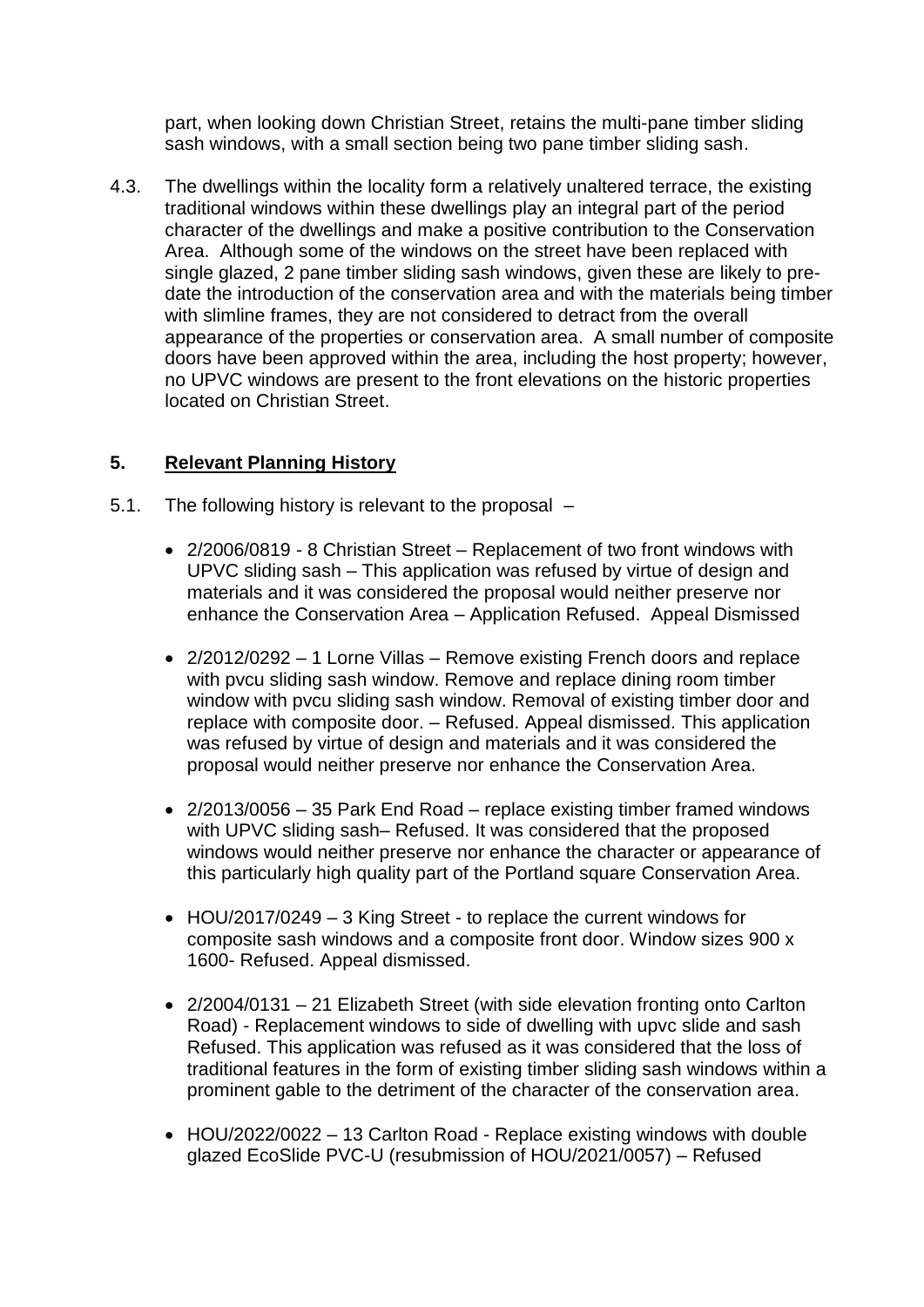part, when looking down Christian Street, retains the multi-pane timber sliding sash windows, with a small section being two pane timber sliding sash.

4.3. The dwellings within the locality form a relatively unaltered terrace, the existing traditional windows within these dwellings play an integral part of the period character of the dwellings and make a positive contribution to the Conservation Area. Although some of the windows on the street have been replaced with single glazed, 2 pane timber sliding sash windows, given these are likely to pre-date the introduction of the conservation area and with the materials being timber with slimline frames, they are not considered to detract from the overall appearance of the properties or conservation area. A small number of composite doors have been approved within the area, including the host property; however, no UPVC windows are present to the front elevations on the historic properties located on Christian Street.

## 5. Relevant Planning History

5.1. The following history is relevant to the proposal –

- 2/2006/0819 - 8 Christian Street – Replacement of two front windows with UPVC sliding sash – This application was refused by virtue of design and materials and it was considered the proposal would neither preserve nor enhance the Conservation Area – Application Refused. Appeal Dismissed
- 2/2012/0292 – 1 Lorne Villas – Remove existing French doors and replace with pvcu sliding sash window. Remove and replace dining room timber window with pvcu sliding sash window. Removal of existing timber door and replace with composite door. – Refused. Appeal dismissed. This application was refused by virtue of design and materials and it was considered the proposal would neither preserve nor enhance the Conservation Area.
- 2/2013/0056 – 35 Park End Road – replace existing timber framed windows with UPVC sliding sash– Refused. It was considered that the proposed windows would neither preserve nor enhance the character or appearance of this particularly high quality part of the Portland square Conservation Area.
- HOU/2017/0249 – 3 King Street - to replace the current windows for composite sash windows and a composite front door. Window sizes 900 x 1600- Refused. Appeal dismissed.
- 2/2004/0131 – 21 Elizabeth Street (with side elevation fronting onto Carlton Road) - Replacement windows to side of dwelling with upvc slide and sash Refused. This application was refused as it was considered that the loss of traditional features in the form of existing timber sliding sash windows within a prominent gable to the detriment of the character of the conservation area.
- HOU/2022/0022 – 13 Carlton Road - Replace existing windows with double glazed EcoSlide PVC-U (resubmission of HOU/2021/0057) – Refused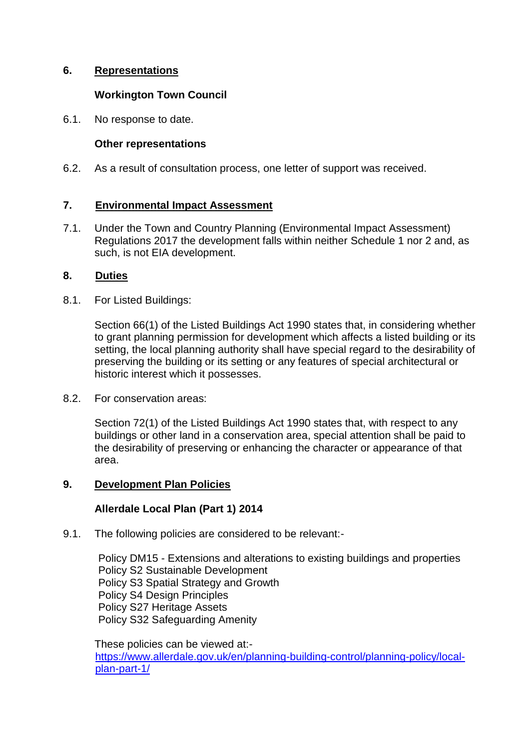## 6. Representations

**Workington Town Council**

6.1. No response to date.

**Other representations**

6.2. As a result of consultation process, one letter of support was received.

## 7. Environmental Impact Assessment

7.1. Under the Town and Country Planning (Environmental Impact Assessment) Regulations 2017 the development falls within neither Schedule 1 nor 2 and, as such, is not EIA development.

## 8. Duties

8.1. For Listed Buildings:

Section 66(1) of the Listed Buildings Act 1990 states that, in considering whether to grant planning permission for development which affects a listed building or its setting, the local planning authority shall have special regard to the desirability of preserving the building or its setting or any features of special architectural or historic interest which it possesses.

8.2. For conservation areas:

Section 72(1) of the Listed Buildings Act 1990 states that, with respect to any buildings or other land in a conservation area, special attention shall be paid to the desirability of preserving or enhancing the character or appearance of that area.

## 9. Development Plan Policies

**Allerdale Local Plan (Part 1) 2014**

9.1. The following policies are considered to be relevant:-

Policy DM15 - Extensions and alterations to existing buildings and properties
Policy S2 Sustainable Development
Policy S3 Spatial Strategy and Growth
Policy S4 Design Principles
Policy S27 Heritage Assets
Policy S32 Safeguarding Amenity

These policies can be viewed at:-
[https://www.allerdale.gov.uk/en/planning-building-control/planning-policy/local-plan-part-1/](https://www.allerdale.gov.uk/en/planning-building-control/planning-policy/local-plan-part-1/)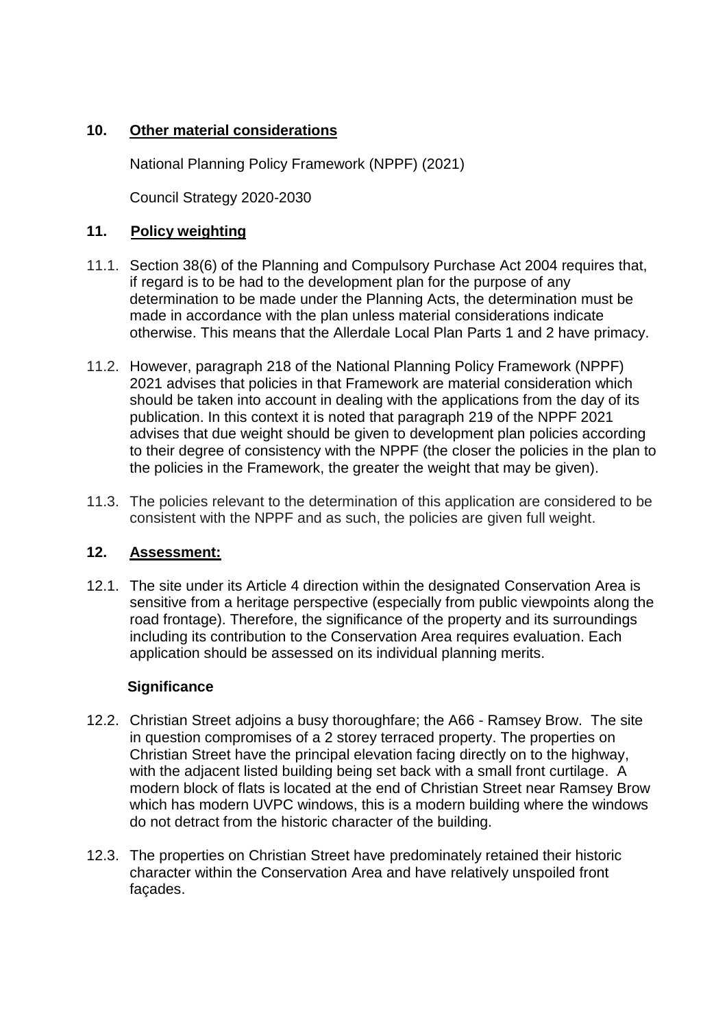## 10. Other material considerations

National Planning Policy Framework (NPPF) (2021)

Council Strategy 2020-2030

## 11. Policy weighting

11.1. Section 38(6) of the Planning and Compulsory Purchase Act 2004 requires that, if regard is to be had to the development plan for the purpose of any determination to be made under the Planning Acts, the determination must be made in accordance with the plan unless material considerations indicate otherwise. This means that the Allerdale Local Plan Parts 1 and 2 have primacy.

11.2. However, paragraph 218 of the National Planning Policy Framework (NPPF) 2021 advises that policies in that Framework are material consideration which should be taken into account in dealing with the applications from the day of its publication. In this context it is noted that paragraph 219 of the NPPF 2021 advises that due weight should be given to development plan policies according to their degree of consistency with the NPPF (the closer the policies in the plan to the policies in the Framework, the greater the weight that may be given).

11.3. The policies relevant to the determination of this application are considered to be consistent with the NPPF and as such, the policies are given full weight.

## 12. Assessment:

12.1. The site under its Article 4 direction within the designated Conservation Area is sensitive from a heritage perspective (especially from public viewpoints along the road frontage). Therefore, the significance of the property and its surroundings including its contribution to the Conservation Area requires evaluation. Each application should be assessed on its individual planning merits.

### Significance

12.2. Christian Street adjoins a busy thoroughfare; the A66 - Ramsey Brow. The site in question compromises of a 2 storey terraced property. The properties on Christian Street have the principal elevation facing directly on to the highway, with the adjacent listed building being set back with a small front curtilage. A modern block of flats is located at the end of Christian Street near Ramsey Brow which has modern UVPC windows, this is a modern building where the windows do not detract from the historic character of the building.

12.3. The properties on Christian Street have predominately retained their historic character within the Conservation Area and have relatively unspoiled front façades.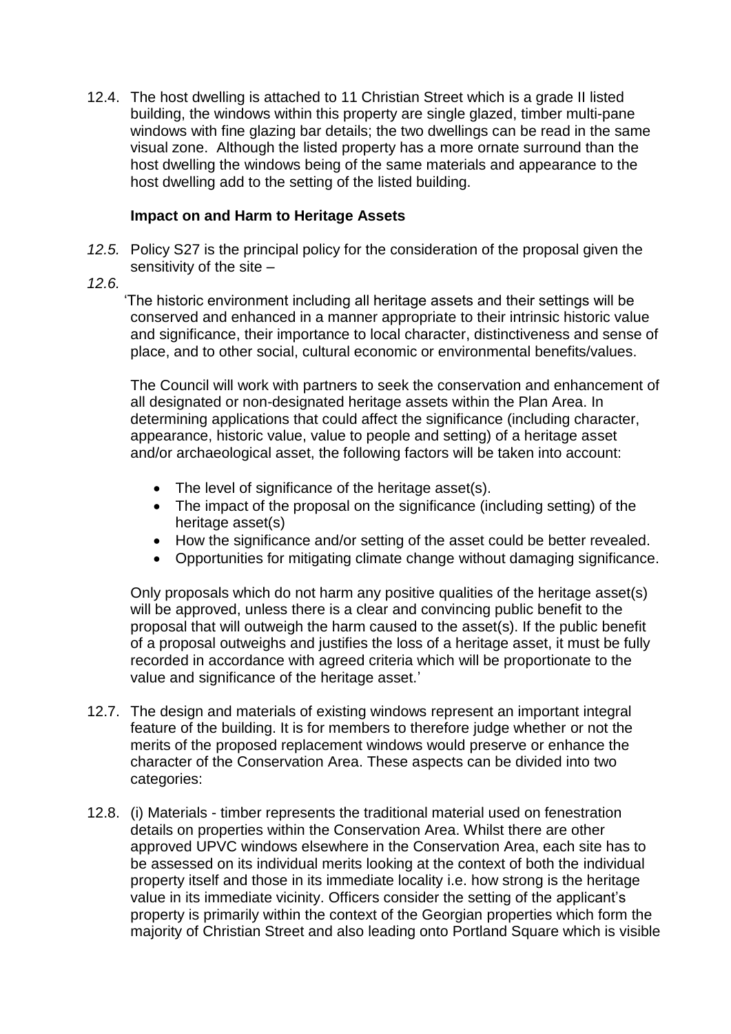12.4. The host dwelling is attached to 11 Christian Street which is a grade II listed building, the windows within this property are single glazed, timber multi-pane windows with fine glazing bar details; the two dwellings can be read in the same visual zone. Although the listed property has a more ornate surround than the host dwelling the windows being of the same materials and appearance to the host dwelling add to the setting of the listed building.

**Impact on and Harm to Heritage Assets**

*12.5.* Policy S27 is the principal policy for the consideration of the proposal given the sensitivity of the site –

*12.6.*

'The historic environment including all heritage assets and their settings will be conserved and enhanced in a manner appropriate to their intrinsic historic value and significance, their importance to local character, distinctiveness and sense of place, and to other social, cultural economic or environmental benefits/values.

The Council will work with partners to seek the conservation and enhancement of all designated or non-designated heritage assets within the Plan Area. In determining applications that could affect the significance (including character, appearance, historic value, value to people and setting) of a heritage asset and/or archaeological asset, the following factors will be taken into account:

- The level of significance of the heritage asset(s).
- The impact of the proposal on the significance (including setting) of the heritage asset(s)
- How the significance and/or setting of the asset could be better revealed.
- Opportunities for mitigating climate change without damaging significance.

Only proposals which do not harm any positive qualities of the heritage asset(s) will be approved, unless there is a clear and convincing public benefit to the proposal that will outweigh the harm caused to the asset(s). If the public benefit of a proposal outweighs and justifies the loss of a heritage asset, it must be fully recorded in accordance with agreed criteria which will be proportionate to the value and significance of the heritage asset.'

12.7. The design and materials of existing windows represent an important integral feature of the building. It is for members to therefore judge whether or not the merits of the proposed replacement windows would preserve or enhance the character of the Conservation Area. These aspects can be divided into two categories:

12.8. (i) Materials - timber represents the traditional material used on fenestration details on properties within the Conservation Area. Whilst there are other approved UPVC windows elsewhere in the Conservation Area, each site has to be assessed on its individual merits looking at the context of both the individual property itself and those in its immediate locality i.e. how strong is the heritage value in its immediate vicinity. Officers consider the setting of the applicant's property is primarily within the context of the Georgian properties which form the majority of Christian Street and also leading onto Portland Square which is visible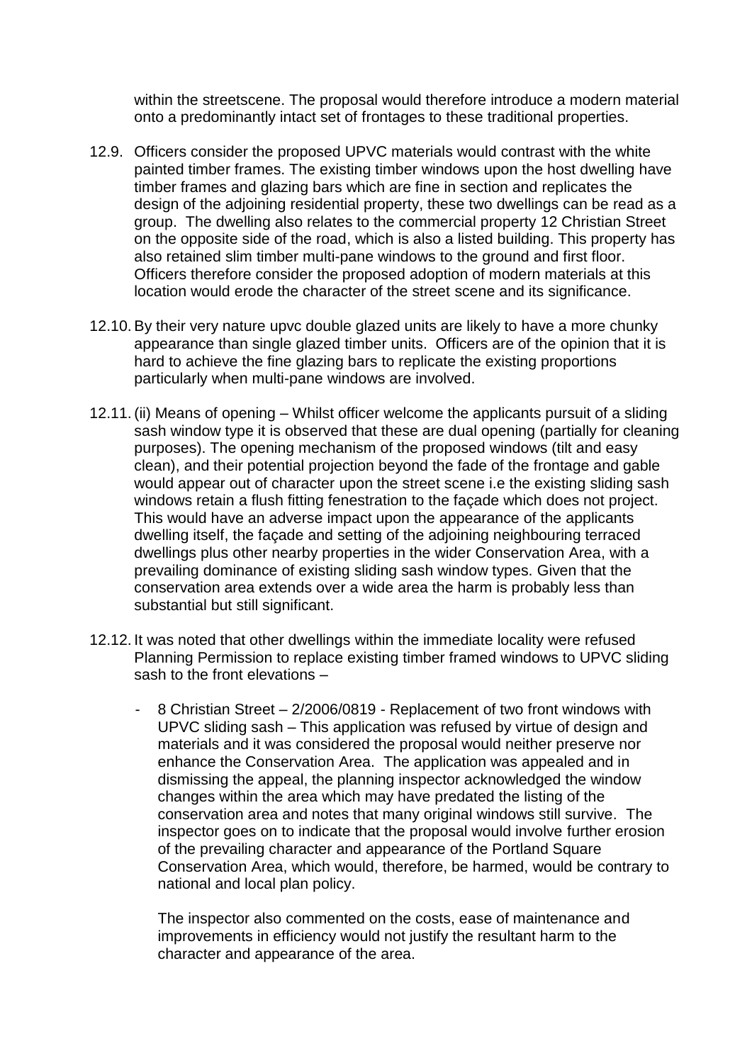within the streetscene. The proposal would therefore introduce a modern material onto a predominantly intact set of frontages to these traditional properties.

12.9. Officers consider the proposed UPVC materials would contrast with the white painted timber frames. The existing timber windows upon the host dwelling have timber frames and glazing bars which are fine in section and replicates the design of the adjoining residential property, these two dwellings can be read as a group. The dwelling also relates to the commercial property 12 Christian Street on the opposite side of the road, which is also a listed building. This property has also retained slim timber multi-pane windows to the ground and first floor. Officers therefore consider the proposed adoption of modern materials at this location would erode the character of the street scene and its significance.

12.10. By their very nature upvc double glazed units are likely to have a more chunky appearance than single glazed timber units. Officers are of the opinion that it is hard to achieve the fine glazing bars to replicate the existing proportions particularly when multi-pane windows are involved.

12.11. (ii) Means of opening – Whilst officer welcome the applicants pursuit of a sliding sash window type it is observed that these are dual opening (partially for cleaning purposes). The opening mechanism of the proposed windows (tilt and easy clean), and their potential projection beyond the fade of the frontage and gable would appear out of character upon the street scene i.e the existing sliding sash windows retain a flush fitting fenestration to the façade which does not project. This would have an adverse impact upon the appearance of the applicants dwelling itself, the façade and setting of the adjoining neighbouring terraced dwellings plus other nearby properties in the wider Conservation Area, with a prevailing dominance of existing sliding sash window types. Given that the conservation area extends over a wide area the harm is probably less than substantial but still significant.

12.12. It was noted that other dwellings within the immediate locality were refused Planning Permission to replace existing timber framed windows to UPVC sliding sash to the front elevations –

- 8 Christian Street – 2/2006/0819 - Replacement of two front windows with UPVC sliding sash – This application was refused by virtue of design and materials and it was considered the proposal would neither preserve nor enhance the Conservation Area. The application was appealed and in dismissing the appeal, the planning inspector acknowledged the window changes within the area which may have predated the listing of the conservation area and notes that many original windows still survive. The inspector goes on to indicate that the proposal would involve further erosion of the prevailing character and appearance of the Portland Square Conservation Area, which would, therefore, be harmed, would be contrary to national and local plan policy.

  The inspector also commented on the costs, ease of maintenance and improvements in efficiency would not justify the resultant harm to the character and appearance of the area.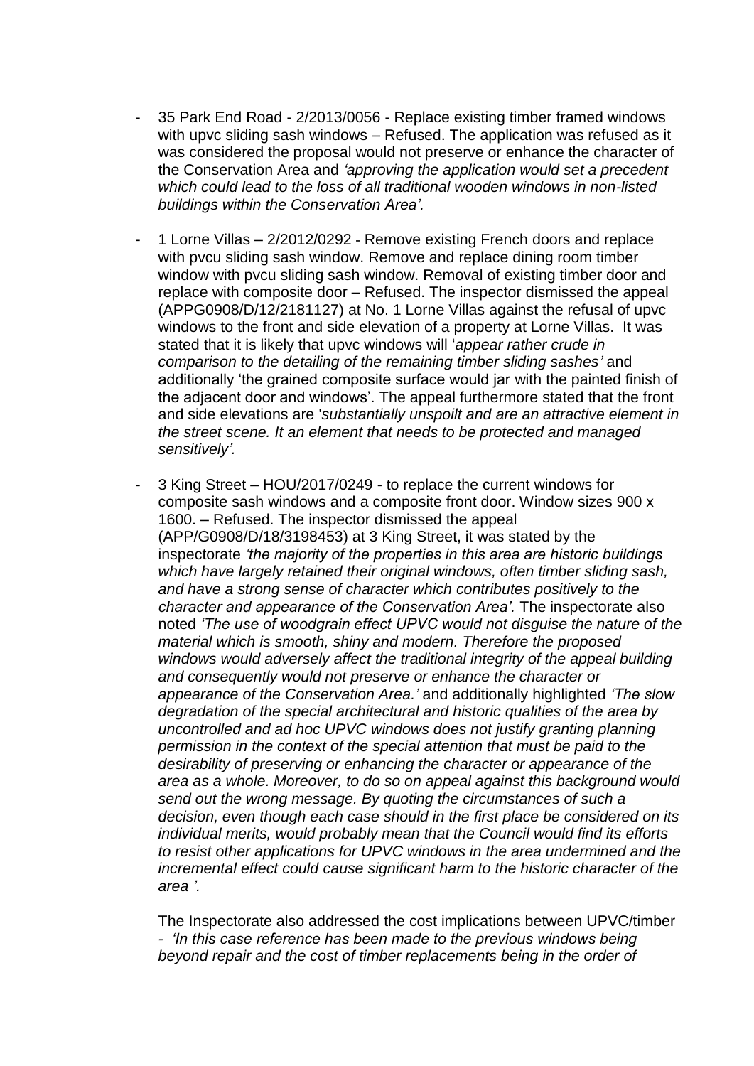- 35 Park End Road - 2/2013/0056 - Replace existing timber framed windows with upvc sliding sash windows – Refused. The application was refused as it was considered the proposal would not preserve or enhance the character of the Conservation Area and *'approving the application would set a precedent which could lead to the loss of all traditional wooden windows in non-listed buildings within the Conservation Area'.*

- 1 Lorne Villas – 2/2012/0292 - Remove existing French doors and replace with pvcu sliding sash window. Remove and replace dining room timber window with pvcu sliding sash window. Removal of existing timber door and replace with composite door – Refused. The inspector dismissed the appeal (APPG0908/D/12/2181127) at No. 1 Lorne Villas against the refusal of upvc windows to the front and side elevation of a property at Lorne Villas. It was stated that it is likely that upvc windows will '*appear rather crude in comparison to the detailing of the remaining timber sliding sashes'* and additionally 'the grained composite surface would jar with the painted finish of the adjacent door and windows'. The appeal furthermore stated that the front and side elevations are '*substantially unspoilt and are an attractive element in the street scene. It an element that needs to be protected and managed sensitively'.*

- 3 King Street – HOU/2017/0249 - to replace the current windows for composite sash windows and a composite front door. Window sizes 900 x 1600. – Refused. The inspector dismissed the appeal (APP/G0908/D/18/3198453) at 3 King Street, it was stated by the inspectorate *'the majority of the properties in this area are historic buildings which have largely retained their original windows, often timber sliding sash, and have a strong sense of character which contributes positively to the character and appearance of the Conservation Area'.* The inspectorate also noted *'The use of woodgrain effect UPVC would not disguise the nature of the material which is smooth, shiny and modern. Therefore the proposed windows would adversely affect the traditional integrity of the appeal building and consequently would not preserve or enhance the character or appearance of the Conservation Area.'* and additionally highlighted *'The slow degradation of the special architectural and historic qualities of the area by uncontrolled and ad hoc UPVC windows does not justify granting planning permission in the context of the special attention that must be paid to the desirability of preserving or enhancing the character or appearance of the area as a whole. Moreover, to do so on appeal against this background would send out the wrong message. By quoting the circumstances of such a decision, even though each case should in the first place be considered on its individual merits, would probably mean that the Council would find its efforts to resist other applications for UPVC windows in the area undermined and the incremental effect could cause significant harm to the historic character of the area '.*

  The Inspectorate also addressed the cost implications between UPVC/timber - *'In this case reference has been made to the previous windows being beyond repair and the cost of timber replacements being in the order of*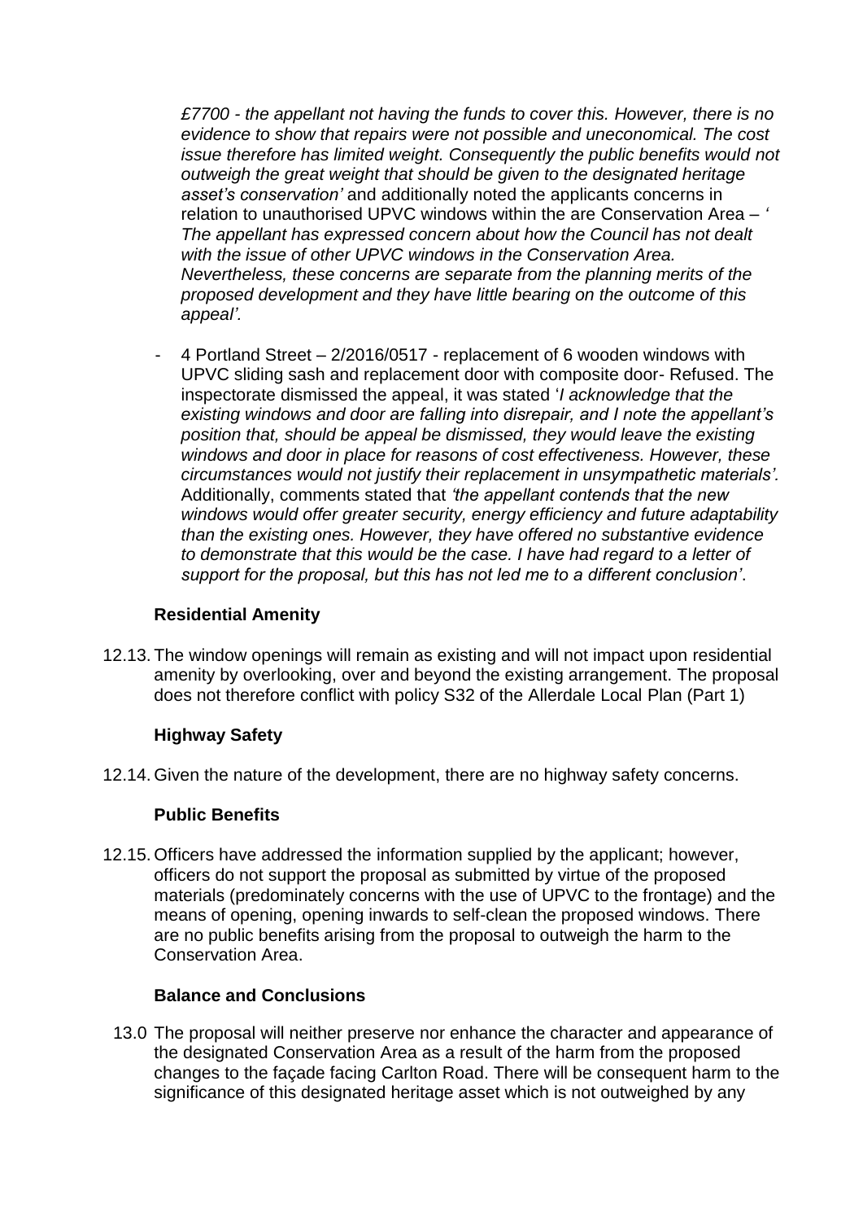*£7700 - the appellant not having the funds to cover this. However, there is no evidence to show that repairs were not possible and uneconomical. The cost issue therefore has limited weight. Consequently the public benefits would not outweigh the great weight that should be given to the designated heritage asset's conservation'* and additionally noted the applicants concerns in relation to unauthorised UPVC windows within the are Conservation Area – *' The appellant has expressed concern about how the Council has not dealt with the issue of other UPVC windows in the Conservation Area. Nevertheless, these concerns are separate from the planning merits of the proposed development and they have little bearing on the outcome of this appeal'.*

- 4 Portland Street – 2/2016/0517 - replacement of 6 wooden windows with UPVC sliding sash and replacement door with composite door- Refused. The inspectorate dismissed the appeal, it was stated '*I acknowledge that the existing windows and door are falling into disrepair, and I note the appellant's position that, should be appeal be dismissed, they would leave the existing windows and door in place for reasons of cost effectiveness. However, these circumstances would not justify their replacement in unsympathetic materials'.* Additionally, comments stated that *'the appellant contends that the new windows would offer greater security, energy efficiency and future adaptability than the existing ones. However, they have offered no substantive evidence to demonstrate that this would be the case. I have had regard to a letter of support for the proposal, but this has not led me to a different conclusion'*.

**Residential Amenity**

12.13. The window openings will remain as existing and will not impact upon residential amenity by overlooking, over and beyond the existing arrangement. The proposal does not therefore conflict with policy S32 of the Allerdale Local Plan (Part 1)

**Highway Safety**

12.14. Given the nature of the development, there are no highway safety concerns.

**Public Benefits**

12.15. Officers have addressed the information supplied by the applicant; however, officers do not support the proposal as submitted by virtue of the proposed materials (predominately concerns with the use of UPVC to the frontage) and the means of opening, opening inwards to self-clean the proposed windows. There are no public benefits arising from the proposal to outweigh the harm to the Conservation Area.

**Balance and Conclusions**

13.0 The proposal will neither preserve nor enhance the character and appearance of the designated Conservation Area as a result of the harm from the proposed changes to the façade facing Carlton Road. There will be consequent harm to the significance of this designated heritage asset which is not outweighed by any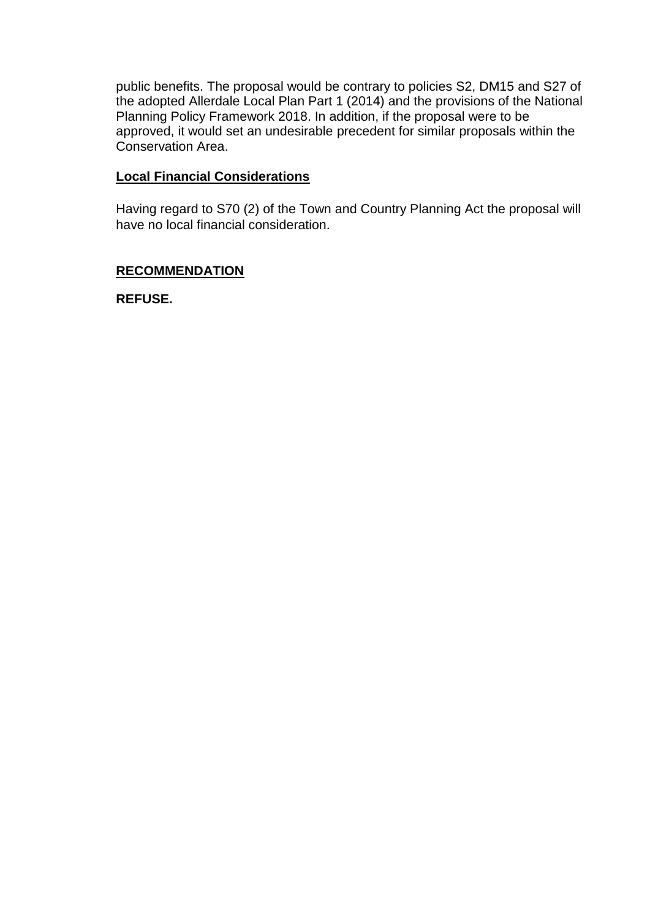public benefits. The proposal would be contrary to policies S2, DM15 and S27 of the adopted Allerdale Local Plan Part 1 (2014) and the provisions of the National Planning Policy Framework 2018. In addition, if the proposal were to be approved, it would set an undesirable precedent for similar proposals within the Conservation Area.

## **Local Financial Considerations**

Having regard to S70 (2) of the Town and Country Planning Act the proposal will have no local financial consideration.

## **RECOMMENDATION**

**REFUSE.**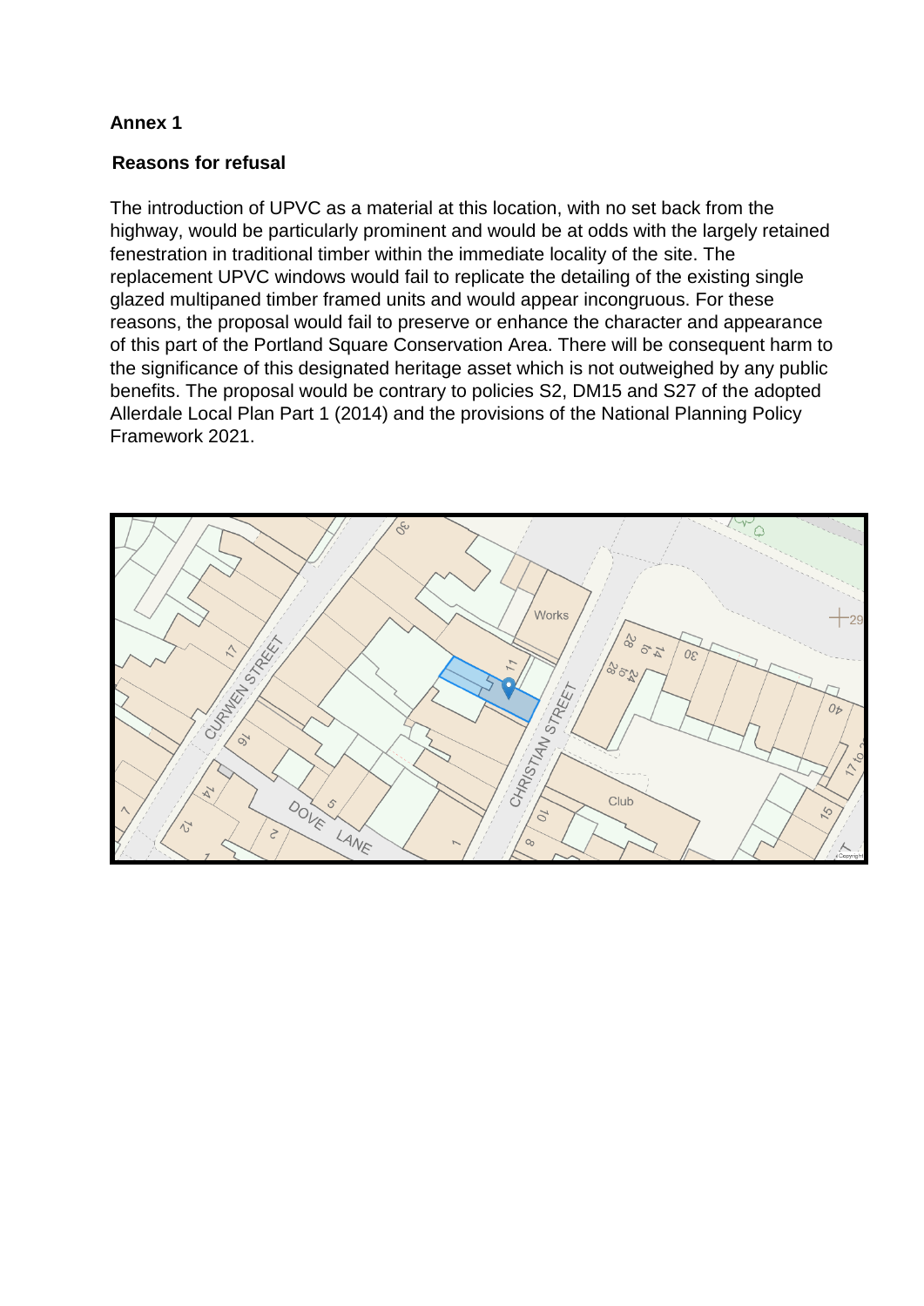**Annex 1**

**Reasons for refusal**

The introduction of UPVC as a material at this location, with no set back from the highway, would be particularly prominent and would be at odds with the largely retained fenestration in traditional timber within the immediate locality of the site. The replacement UPVC windows would fail to replicate the detailing of the existing single glazed multipaned timber framed units and would appear incongruous. For these reasons, the proposal would fail to preserve or enhance the character and appearance of this part of the Portland Square Conservation Area. There will be consequent harm to the significance of this designated heritage asset which is not outweighed by any public benefits. The proposal would be contrary to policies S2, DM15 and S27 of the adopted Allerdale Local Plan Part 1 (2014) and the provisions of the National Planning Policy Framework 2021.